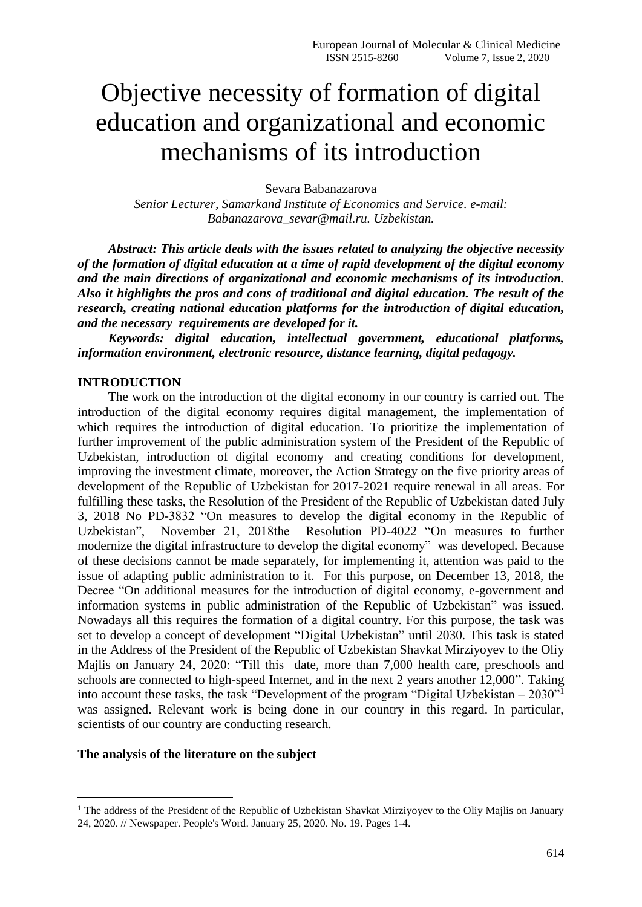# Objective necessity of formation of digital education and organizational and economic mechanisms of its introduction

Sevara Babanazarova

*Senior Lecturer, Samarkand Institute of Economics and Service. e-mail: Babanazarova_sevar@mail.ru. Uzbekistan.*

***Abstract: This article deals with the issues related to analyzing the objective necessity of the formation of digital education at a time of rapid development of the digital economy and the main directions of organizational and economic mechanisms of its introduction. Also it highlights the pros and cons of traditional and digital education. The result of the research, creating national education platforms for the introduction of digital education, and the necessary requirements are developed for it.***

***Keywords: digital education, intellectual government, educational platforms, information environment, electronic resource, distance learning, digital pedagogy.***

## INTRODUCTION

The work on the introduction of the digital economy in our country is carried out. The introduction of the digital economy requires digital management, the implementation of which requires the introduction of digital education. To prioritize the implementation of further improvement of the public administration system of the President of the Republic of Uzbekistan, introduction of digital economy and creating conditions for development, improving the investment climate, moreover, the Action Strategy on the five priority areas of development of the Republic of Uzbekistan for 2017-2021 require renewal in all areas. For fulfilling these tasks, the Resolution of the President of the Republic of Uzbekistan dated July 3, 2018 No PD-3832 “On measures to develop the digital economy in the Republic of Uzbekistan”, November 21, 2018the Resolution PD-4022 “On measures to further modernize the digital infrastructure to develop the digital economy” was developed. Because of these decisions cannot be made separately, for implementing it, attention was paid to the issue of adapting public administration to it. For this purpose, on December 13, 2018, the Decree “On additional measures for the introduction of digital economy, e-government and information systems in public administration of the Republic of Uzbekistan” was issued. Nowadays all this requires the formation of a digital country. For this purpose, the task was set to develop a concept of development “Digital Uzbekistan” until 2030. This task is stated in the Address of the President of the Republic of Uzbekistan Shavkat Mirziyoyev to the Oliy Majlis on January 24, 2020: “Till this date, more than 7,000 health care, preschools and schools are connected to high-speed Internet, and in the next 2 years another 12,000”. Taking into account these tasks, the task “Development of the program “Digital Uzbekistan – 2030”[1] was assigned. Relevant work is being done in our country in this regard. In particular, scientists of our country are conducting research.

**The analysis of the literature on the subject**

---

[1] The address of the President of the Republic of Uzbekistan Shavkat Mirziyoyev to the Oliy Majlis on January 24, 2020. // Newspaper. People's Word. January 25, 2020. No. 19. Pages 1-4.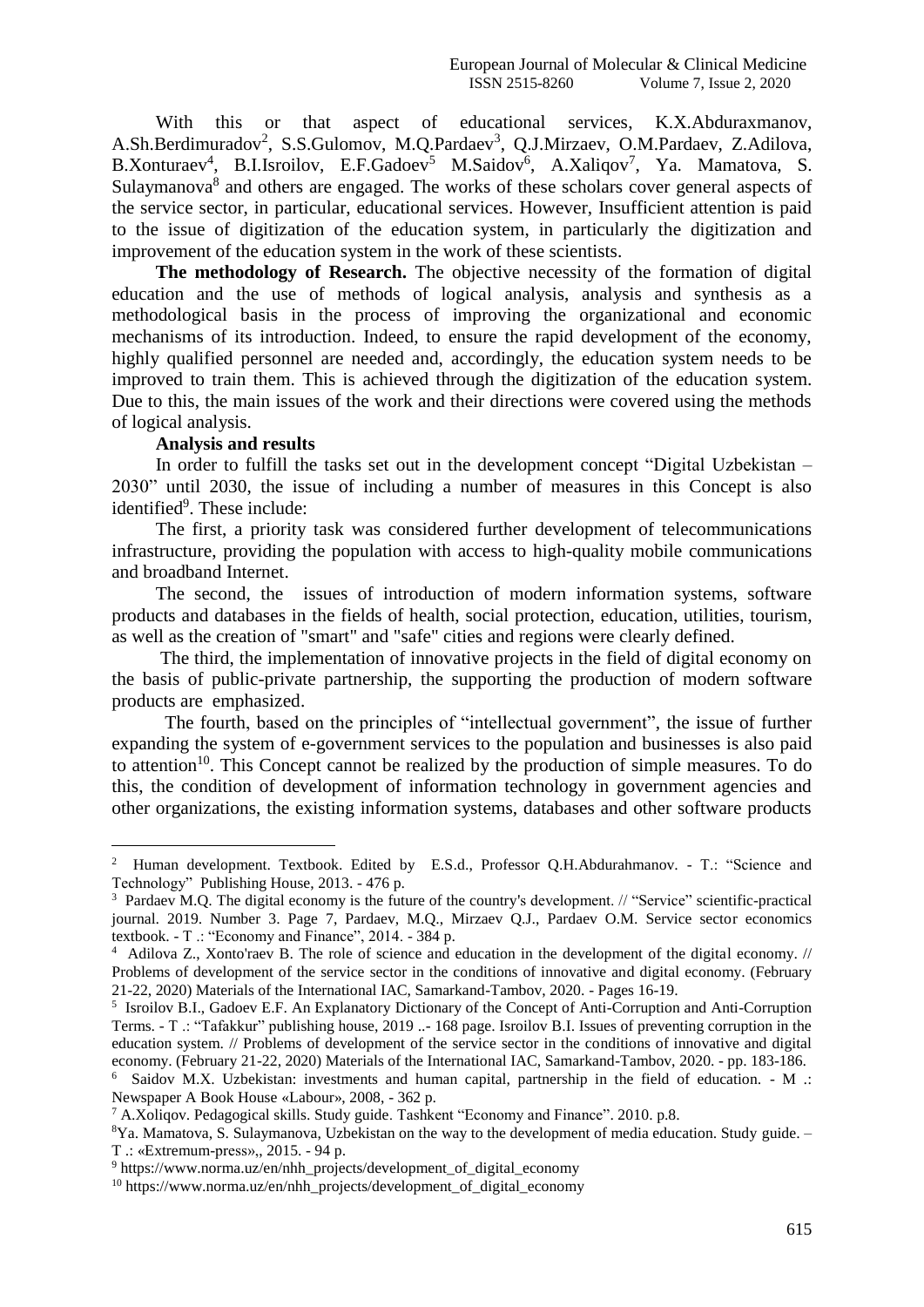With this or that aspect of educational services, K.X.Abduraxmanov, A.Sh.Berdimuradov[2], S.S.Gulomov, M.Q.Pardaev[3], Q.J.Mirzaev, O.M.Pardaev, Z.Adilova, B.Xonturaev[4], B.I.Isroilov, E.F.Gadoev[5] M.Saidov[6], A.Xaliqov[7], Ya. Mamatova, S. Sulaymanova[8] and others are engaged. The works of these scholars cover general aspects of the service sector, in particular, educational services. However, Insufficient attention is paid to the issue of digitization of the education system, in particularly the digitization and improvement of the education system in the work of these scientists.

**The methodology of Research.** The objective necessity of the formation of digital education and the use of methods of logical analysis, analysis and synthesis as a methodological basis in the process of improving the organizational and economic mechanisms of its introduction. Indeed, to ensure the rapid development of the economy, highly qualified personnel are needed and, accordingly, the education system needs to be improved to train them. This is achieved through the digitization of the education system. Due to this, the main issues of the work and their directions were covered using the methods of logical analysis.

**Analysis and results**

In order to fulfill the tasks set out in the development concept "Digital Uzbekistan – 2030" until 2030, the issue of including a number of measures in this Concept is also identified[9]. These include:

The first, a priority task was considered further development of telecommunications infrastructure, providing the population with access to high-quality mobile communications and broadband Internet.

The second, the issues of introduction of modern information systems, software products and databases in the fields of health, social protection, education, utilities, tourism, as well as the creation of "smart" and "safe" cities and regions were clearly defined.

The third, the implementation of innovative projects in the field of digital economy on the basis of public-private partnership, the supporting the production of modern software products are emphasized.

The fourth, based on the principles of "intellectual government", the issue of further expanding the system of e-government services to the population and businesses is also paid to attention[10]. This Concept cannot be realized by the production of simple measures. To do this, the condition of development of information technology in government agencies and other organizations, the existing information systems, databases and other software products

---

[2] Human development. Textbook. Edited by E.S.d., Professor Q.H.Abdurahmanov. - T.: "Science and Technology" Publishing House, 2013. - 476 p.

[3] Pardaev M.Q. The digital economy is the future of the country's development. // "Service" scientific-practical journal. 2019. Number 3. Page 7, Pardaev, M.Q., Mirzaev Q.J., Pardaev O.M. Service sector economics textbook. - T .: "Economy and Finance", 2014. - 384 p.

[4] Adilova Z., Xonto'raev B. The role of science and education in the development of the digital economy. // Problems of development of the service sector in the conditions of innovative and digital economy. (February 21-22, 2020) Materials of the International IAC, Samarkand-Tambov, 2020. - Pages 16-19.

[5] Isroilov B.I., Gadoev E.F. An Explanatory Dictionary of the Concept of Anti-Corruption and Anti-Corruption Terms. - T .: "Tafakkur" publishing house, 2019 ..- 168 page. Isroilov B.I. Issues of preventing corruption in the education system. // Problems of development of the service sector in the conditions of innovative and digital economy. (February 21-22, 2020) Materials of the International IAC, Samarkand-Tambov, 2020. - pp. 183-186.

[6] Saidov M.X. Uzbekistan: investments and human capital, partnership in the field of education. - M .: Newspaper A Book House «Labour», 2008, - 362 p.

[7] A.Xoliqov. Pedagogical skills. Study guide. Tashkent "Economy and Finance". 2010. p.8.

[8] Ya. Mamatova, S. Sulaymanova, Uzbekistan on the way to the development of media education. Study guide. – T .: «Extremum-press»,, 2015. - 94 p.

[9] https://www.norma.uz/en/nhh_projects/development_of_digital_economy

[10] https://www.norma.uz/en/nhh_projects/development_of_digital_economy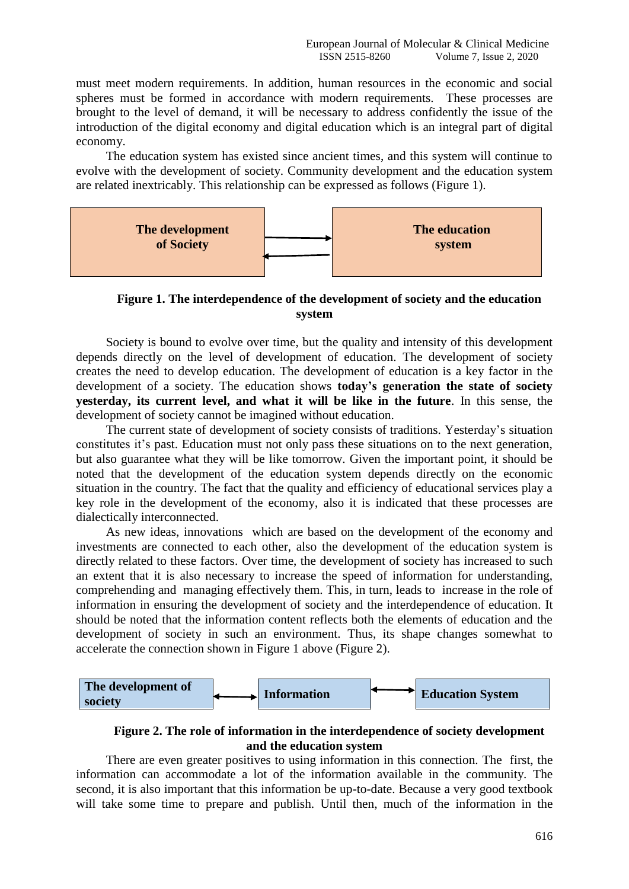must meet modern requirements. In addition, human resources in the economic and social spheres must be formed in accordance with modern requirements. These processes are brought to the level of demand, it will be necessary to address confidently the issue of the introduction of the digital economy and digital education which is an integral part of digital economy.

The education system has existed since ancient times, and this system will continue to evolve with the development of society. Community development and the education system are related inextricably. This relationship can be expressed as follows (Figure 1).

| **The development of Society** | ⇄ | **The education system** |
|---|---|---|

**Figure 1. The interdependence of the development of society and the education system**

Society is bound to evolve over time, but the quality and intensity of this development depends directly on the level of development of education. The development of society creates the need to develop education. The development of education is a key factor in the development of a society. The education system shows **today's generation the state of society yesterday, its current level, and what it will be like in the future**. In this sense, the development of society cannot be imagined without education.

The current state of development of society consists of traditions. Yesterday's situation constitutes it's past. Education must not only pass these situations on to the next generation, but also guarantee what they will be like tomorrow. Given the important point, it should be noted that the development of the education system depends directly on the economic situation in the country. The fact that the quality and efficiency of educational services play a key role in the development of the economy, also it is indicated that these processes are dialectically interconnected.

As new ideas, innovations which are based on the development of the economy and investments are connected to each other, also the development of the education system is directly related to these factors. Over time, the development of society has increased to such an extent that it is also necessary to increase the speed of information for understanding, comprehending and managing effectively them. This, in turn, leads to increase in the role of information in ensuring the development of society and the interdependence of education. It should be noted that the information content reflects both the elements of education and the development of society in such an environment. Thus, its shape changes somewhat to accelerate the connection shown in Figure 1 above (Figure 2).

| **The development of society** | ⟷ | **Information** | ⟷ | **Education System** |
|---|---|---|---|---|

**Figure 2. The role of information in the interdependence of society development and the education system**

There are even greater positives to using information in this connection. The first, the information can accommodate a lot of the information available in the community. The second, it is also important that this information be up-to-date. Because a very good textbook will take some time to prepare and publish. Until then, much of the information in the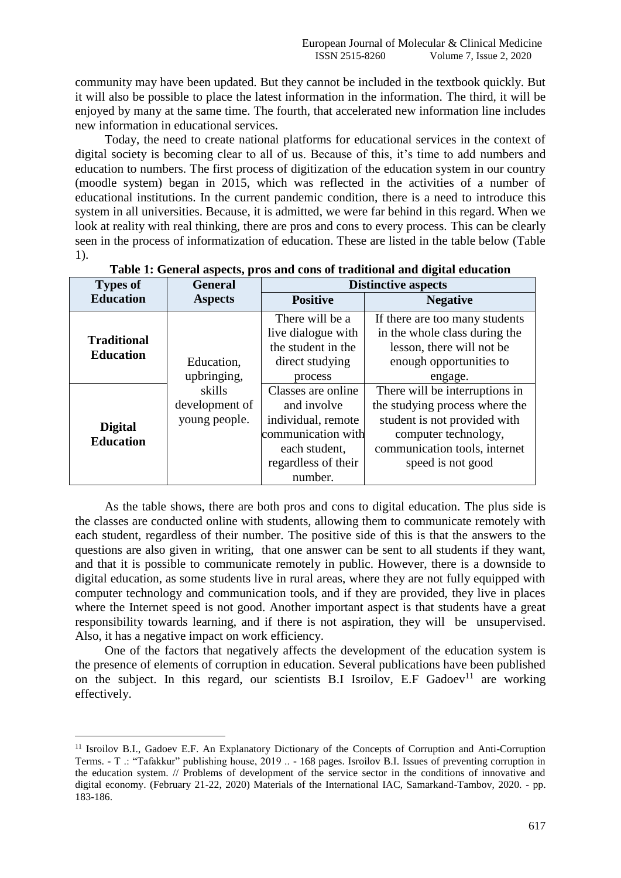community may have been updated. But they cannot be included in the textbook quickly. But it will also be possible to place the latest information in the information. The third, it will be enjoyed by many at the same time. The fourth, that accelerated new information line includes new information in educational services.

Today, the need to create national platforms for educational services in the context of digital society is becoming clear to all of us. Because of this, it's time to add numbers and education to numbers. The first process of digitization of the education system in our country (moodle system) began in 2015, which was reflected in the activities of a number of educational institutions. In the current pandemic condition, there is a need to introduce this system in all universities. Because, it is admitted, we were far behind in this regard. When we look at reality with real thinking, there are pros and cons to every process. This can be clearly seen in the process of informatization of education. These are listed in the table below (Table 1).

**Table 1: General aspects, pros and cons of traditional and digital education**

| Types of Education | General Aspects | Distinctive aspects | |
|---|---|---|---|
| | | **Positive** | **Negative** |
| **Traditional Education** | Education, upbringing, skills development of young people. | There will be a live dialogue with the student in the direct studying process | If there are too many students in the whole class during the lesson, there will not be enough opportunities to engage. |
| **Digital Education** | | Classes are online and involve individual, remote communication with each student, regardless of their number. | There will be interruptions in the studying process where the student is not provided with computer technology, communication tools, internet speed is not good |

As the table shows, there are both pros and cons to digital education. The plus side is the classes are conducted online with students, allowing them to communicate remotely with each student, regardless of their number. The positive side of this is that the answers to the questions are also given in writing, that one answer can be sent to all students if they want, and that it is possible to communicate remotely in public. However, there is a downside to digital education, as some students live in rural areas, where they are not fully equipped with computer technology and communication tools, and if they are provided, they live in places where the Internet speed is not good. Another important aspect is that students have a great responsibility towards learning, and if there is not aspiration, they will be unsupervised. Also, it has a negative impact on work efficiency.

One of the factors that negatively affects the development of the education system is the presence of elements of corruption in education. Several publications have been published on the subject. In this regard, our scientists B.I Isroilov, E.F Gadoev[11] are working effectively.

---

[11] Isroilov B.I., Gadoev E.F. An Explanatory Dictionary of the Concepts of Corruption and Anti-Corruption Terms. - T .: "Tafakkur" publishing house, 2019 .. - 168 pages. Isroilov B.I. Issues of preventing corruption in the education system. // Problems of development of the service sector in the conditions of innovative and digital economy. (February 21-22, 2020) Materials of the International IAC, Samarkand-Tambov, 2020. - pp. 183-186.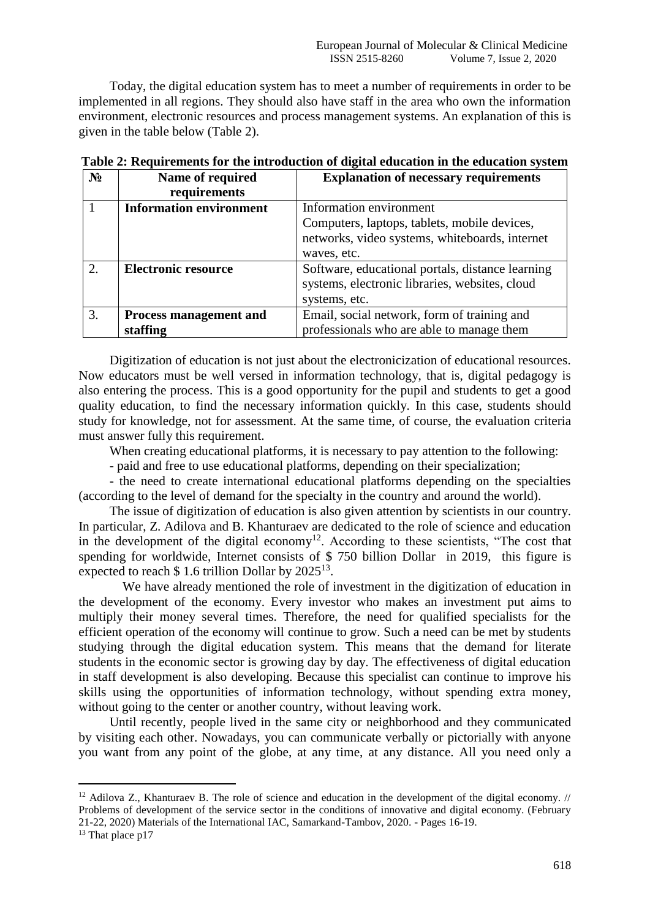Today, the digital education system has to meet a number of requirements in order to be implemented in all regions. They should also have staff in the area who own the information environment, electronic resources and process management systems. An explanation of this is given in the table below (Table 2).

**Table 2: Requirements for the introduction of digital education in the education system**

| № | Name of required requirements | Explanation of necessary requirements |
|---|---|---|
| 1 | **Information environment** | Information environment Computers, laptops, tablets, mobile devices, networks, video systems, whiteboards, internet waves, etc. |
| 2. | **Electronic resource** | Software, educational portals, distance learning systems, electronic libraries, websites, cloud systems, etc. |
| 3. | **Process management and staffing** | Email, social network, form of training and professionals who are able to manage them |

Digitization of education is not just about the electronicization of educational resources. Now educators must be well versed in information technology, that is, digital pedagogy is also entering the process. This is a good opportunity for the pupil and students to get a good quality education, to find the necessary information quickly. In this case, students should study for knowledge, not for assessment. At the same time, of course, the evaluation criteria must answer fully this requirement.

When creating educational platforms, it is necessary to pay attention to the following:

- paid and free to use educational platforms, depending on their specialization;
- the need to create international educational platforms depending on the specialties (according to the level of demand for the specialty in the country and around the world).

The issue of digitization of education is also given attention by scientists in our country. In particular, Z. Adilova and B. Khanturaev are dedicated to the role of science and education in the development of the digital economy[12]. According to these scientists, "The cost that spending for worldwide, Internet consists of $ 750 billion Dollar in 2019, this figure is expected to reach $ 1.6 trillion Dollar by 2025[13].

We have already mentioned the role of investment in the digitization of education in the development of the economy. Every investor who makes an investment put aims to multiply their money several times. Therefore, the need for qualified specialists for the efficient operation of the economy will continue to grow. Such a need can be met by students studying through the digital education system. This means that the demand for literate students in the economic sector is growing day by day. The effectiveness of digital education in staff development is also developing. Because this specialist can continue to improve his skills using the opportunities of information technology, without spending extra money, without going to the center or another country, without leaving work.

Until recently, people lived in the same city or neighborhood and they communicated by visiting each other. Nowadays, you can communicate verbally or pictorially with anyone you want from any point of the globe, at any time, at any distance. All you need only a

---

[12] Adilova Z., Khanturaev B. The role of science and education in the development of the digital economy. // Problems of development of the service sector in the conditions of innovative and digital economy. (February 21-22, 2020) Materials of the International IAC, Samarkand-Tambov, 2020. - Pages 16-19.

[13] That place p17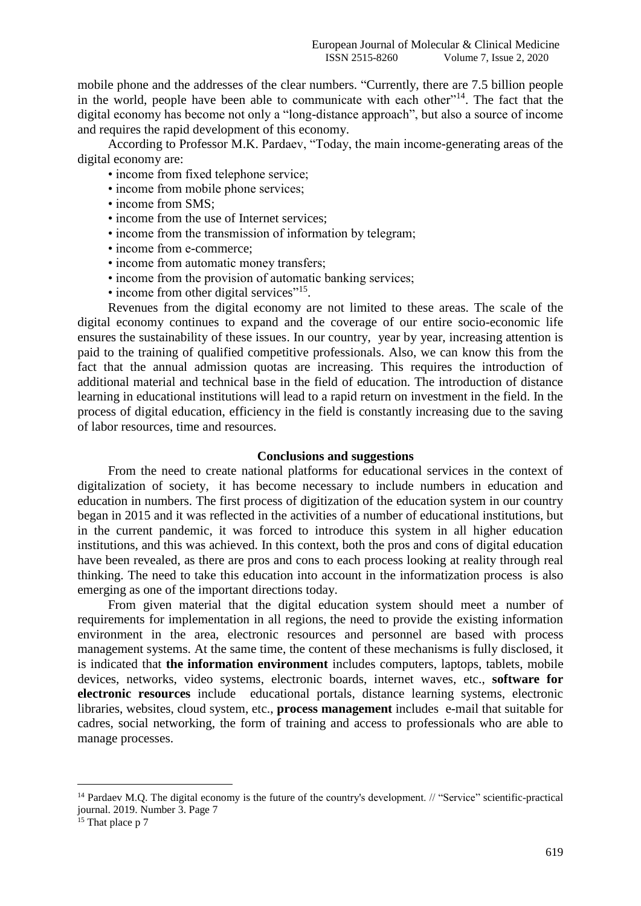mobile phone and the addresses of the clear numbers. “Currently, there are 7.5 billion people in the world, people have been able to communicate with each other”[14]. The fact that the digital economy has become not only a “long-distance approach”, but also a source of income and requires the rapid development of this economy.

According to Professor M.K. Pardaev, “Today, the main income-generating areas of the digital economy are:

- income from fixed telephone service;
- income from mobile phone services;
- income from SMS;
- income from the use of Internet services;
- income from the transmission of information by telegram;
- income from e-commerce;
- income from automatic money transfers;
- income from the provision of automatic banking services;
- income from other digital services”[15].

Revenues from the digital economy are not limited to these areas. The scale of the digital economy continues to expand and the coverage of our entire socio-economic life ensures the sustainability of these issues. In our country, year by year, increasing attention is paid to the training of qualified competitive professionals. Also, we can know this from the fact that the annual admission quotas are increasing. This requires the introduction of additional material and technical base in the field of education. The introduction of distance learning in educational institutions will lead to a rapid return on investment in the field. In the process of digital education, efficiency in the field is constantly increasing due to the saving of labor resources, time and resources.

## Conclusions and suggestions

From the need to create national platforms for educational services in the context of digitalization of society, it has become necessary to include numbers in education and education in numbers. The first process of digitization of the education system in our country began in 2015 and it was reflected in the activities of a number of educational institutions, but in the current pandemic, it was forced to introduce this system in all higher education institutions, and this was achieved. In this context, both the pros and cons of digital education have been revealed, as there are pros and cons to each process looking at reality through real thinking. The need to take this education into account in the informatization process is also emerging as one of the important directions today.

From given material that the digital education system should meet a number of requirements for implementation in all regions, the need to provide the existing information environment in the area, electronic resources and personnel are based with process management systems. At the same time, the content of these mechanisms is fully disclosed, it is indicated that **the information environment** includes computers, laptops, tablets, mobile devices, networks, video systems, electronic boards, internet waves, etc., **software for electronic resources** include educational portals, distance learning systems, electronic libraries, websites, cloud system, etc., **process management** includes e-mail that suitable for cadres, social networking, the form of training and access to professionals who are able to manage processes.

---

[14] Pardaev M.Q. The digital economy is the future of the country's development. // “Service” scientific-practical journal. 2019. Number 3. Page 7

[15] That place p 7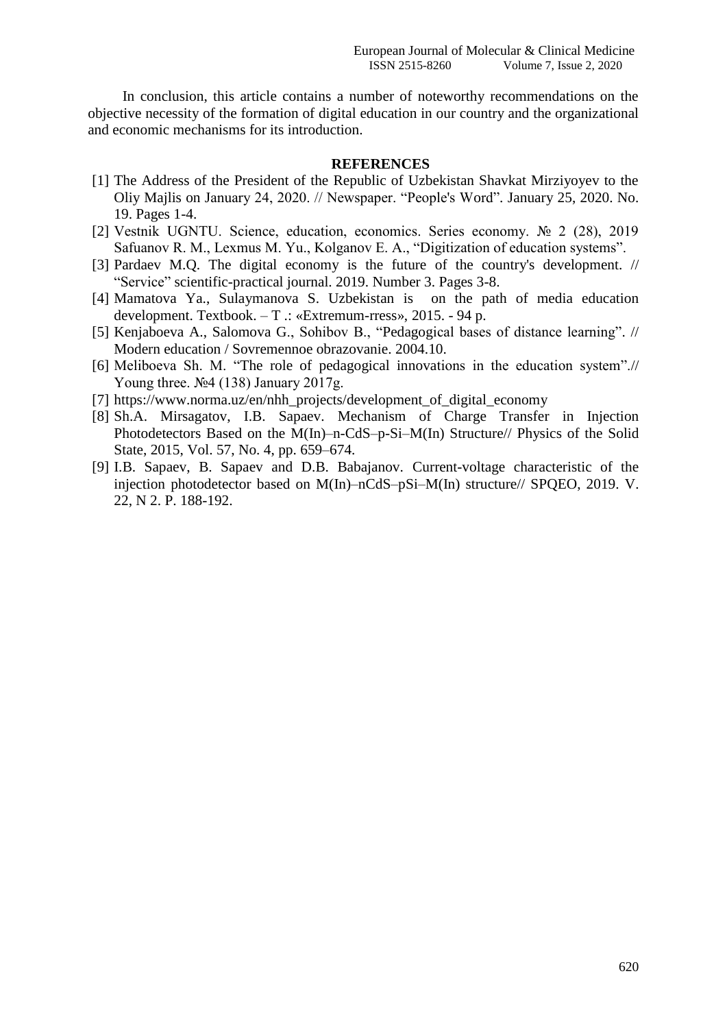In conclusion, this article contains a number of noteworthy recommendations on the objective necessity of the formation of digital education in our country and the organizational and economic mechanisms for its introduction.

## REFERENCES

[1] The Address of the President of the Republic of Uzbekistan Shavkat Mirziyoyev to the Oliy Majlis on January 24, 2020. // Newspaper. "People's Word". January 25, 2020. No. 19. Pages 1-4.

[2] Vestnik UGNTU. Science, education, economics. Series economy. № 2 (28), 2019 Safuanov R. M., Lexmus M. Yu., Kolganov E. A., "Digitization of education systems".

[3] Pardaev M.Q. The digital economy is the future of the country's development. // "Service" scientific-practical journal. 2019. Number 3. Pages 3-8.

[4] Mamatova Ya., Sulaymanova S. Uzbekistan is on the path of media education development. Textbook. – T .: «Extremum-rress», 2015. - 94 p.

[5] Kenjaboeva A., Salomova G., Sohibov B., "Pedagogical bases of distance learning". // Modern education / Sovremennoe obrazovanie. 2004.10.

[6] Meliboeva Sh. M. "The role of pedagogical innovations in the education system".// Young three. №4 (138) January 2017g.

[7] https://www.norma.uz/en/nhh_projects/development_of_digital_economy

[8] Sh.A. Mirsagatov, I.B. Sapaev. Mechanism of Charge Transfer in Injection Photodetectors Based on the M(In)–n-CdS–p-Si–M(In) Structure// Physics of the Solid State, 2015, Vol. 57, No. 4, pp. 659–674.

[9] I.B. Sapaev, B. Sapaev and D.B. Babajanov. Current-voltage characteristic of the injection photodetector based on M(In)–nCdS–pSi–M(In) structure// SPQEO, 2019. V. 22, N 2. P. 188-192.